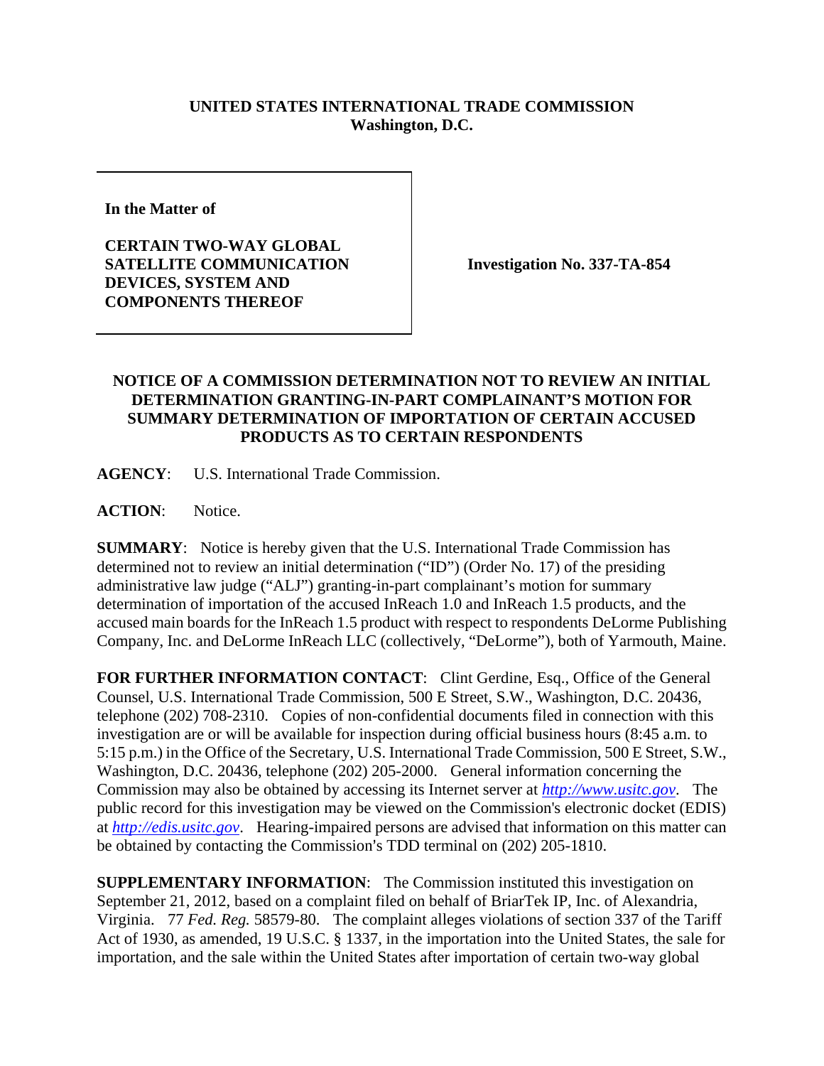**UNITED STATES INTERNATIONAL TRADE COMMISSION**
**Washington, D.C.**

| | |
|---|---|
| **In the Matter of**<br><br>**CERTAIN TWO-WAY GLOBAL SATELLITE COMMUNICATION DEVICES, SYSTEM AND COMPONENTS THEREOF** | **Investigation No. 337-TA-854** |

**NOTICE OF A COMMISSION DETERMINATION NOT TO REVIEW AN INITIAL DETERMINATION GRANTING-IN-PART COMPLAINANT'S MOTION FOR SUMMARY DETERMINATION OF IMPORTATION OF CERTAIN ACCUSED PRODUCTS AS TO CERTAIN RESPONDENTS**

**AGENCY**: U.S. International Trade Commission.

**ACTION**: Notice.

**SUMMARY**: Notice is hereby given that the U.S. International Trade Commission has determined not to review an initial determination ("ID") (Order No. 17) of the presiding administrative law judge ("ALJ") granting-in-part complainant's motion for summary determination of importation of the accused InReach 1.0 and InReach 1.5 products, and the accused main boards for the InReach 1.5 product with respect to respondents DeLorme Publishing Company, Inc. and DeLorme InReach LLC (collectively, "DeLorme"), both of Yarmouth, Maine.

**FOR FURTHER INFORMATION CONTACT**: Clint Gerdine, Esq., Office of the General Counsel, U.S. International Trade Commission, 500 E Street, S.W., Washington, D.C. 20436, telephone (202) 708-2310. Copies of non-confidential documents filed in connection with this investigation are or will be available for inspection during official business hours (8:45 a.m. to 5:15 p.m.) in the Office of the Secretary, U.S. International Trade Commission, 500 E Street, S.W., Washington, D.C. 20436, telephone (202) 205-2000. General information concerning the Commission may also be obtained by accessing its Internet server at *http://www.usitc.gov*. The public record for this investigation may be viewed on the Commission's electronic docket (EDIS) at *http://edis.usitc.gov*. Hearing-impaired persons are advised that information on this matter can be obtained by contacting the Commission's TDD terminal on (202) 205-1810.

**SUPPLEMENTARY INFORMATION**: The Commission instituted this investigation on September 21, 2012, based on a complaint filed on behalf of BriarTek IP, Inc. of Alexandria, Virginia. 77 *Fed. Reg.* 58579-80. The complaint alleges violations of section 337 of the Tariff Act of 1930, as amended, 19 U.S.C. § 1337, in the importation into the United States, the sale for importation, and the sale within the United States after importation of certain two-way global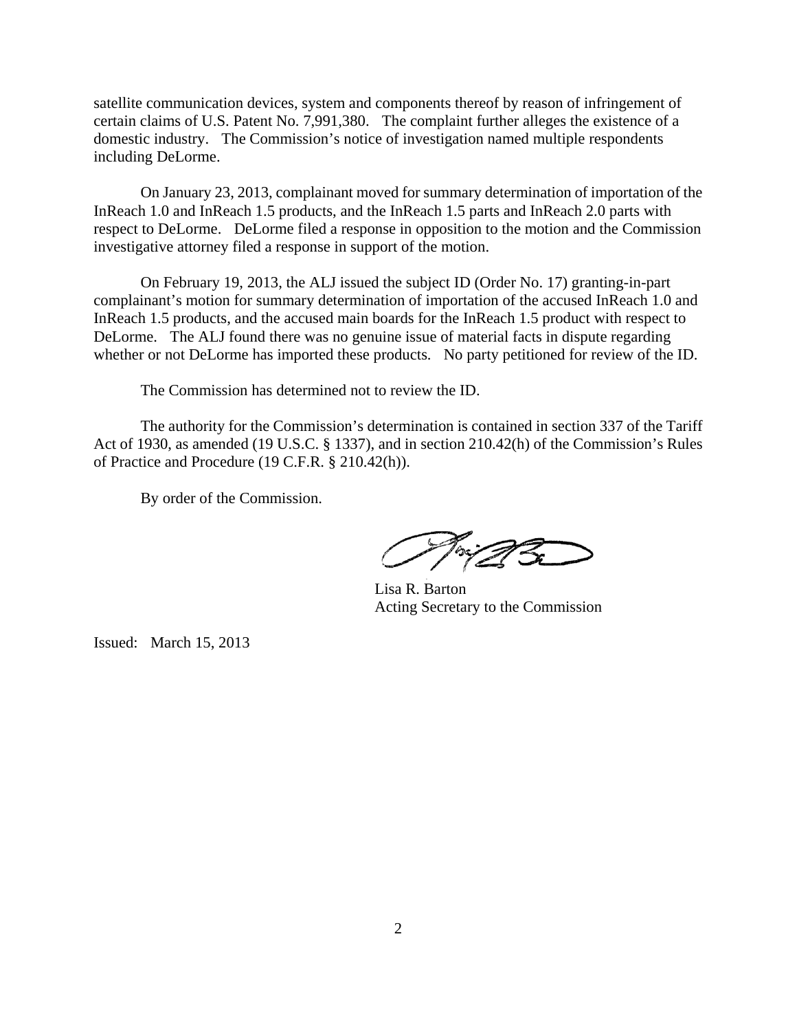satellite communication devices, system and components thereof by reason of infringement of certain claims of U.S. Patent No. 7,991,380. The complaint further alleges the existence of a domestic industry. The Commission's notice of investigation named multiple respondents including DeLorme.

On January 23, 2013, complainant moved for summary determination of importation of the InReach 1.0 and InReach 1.5 products, and the InReach 1.5 parts and InReach 2.0 parts with respect to DeLorme. DeLorme filed a response in opposition to the motion and the Commission investigative attorney filed a response in support of the motion.

On February 19, 2013, the ALJ issued the subject ID (Order No. 17) granting-in-part complainant's motion for summary determination of importation of the accused InReach 1.0 and InReach 1.5 products, and the accused main boards for the InReach 1.5 product with respect to DeLorme. The ALJ found there was no genuine issue of material facts in dispute regarding whether or not DeLorme has imported these products. No party petitioned for review of the ID.

The Commission has determined not to review the ID.

The authority for the Commission's determination is contained in section 337 of the Tariff Act of 1930, as amended (19 U.S.C. § 1337), and in section 210.42(h) of the Commission's Rules of Practice and Procedure (19 C.F.R. § 210.42(h)).

By order of the Commission.

Lisa R. Barton
Acting Secretary to the Commission

Issued: March 15, 2013